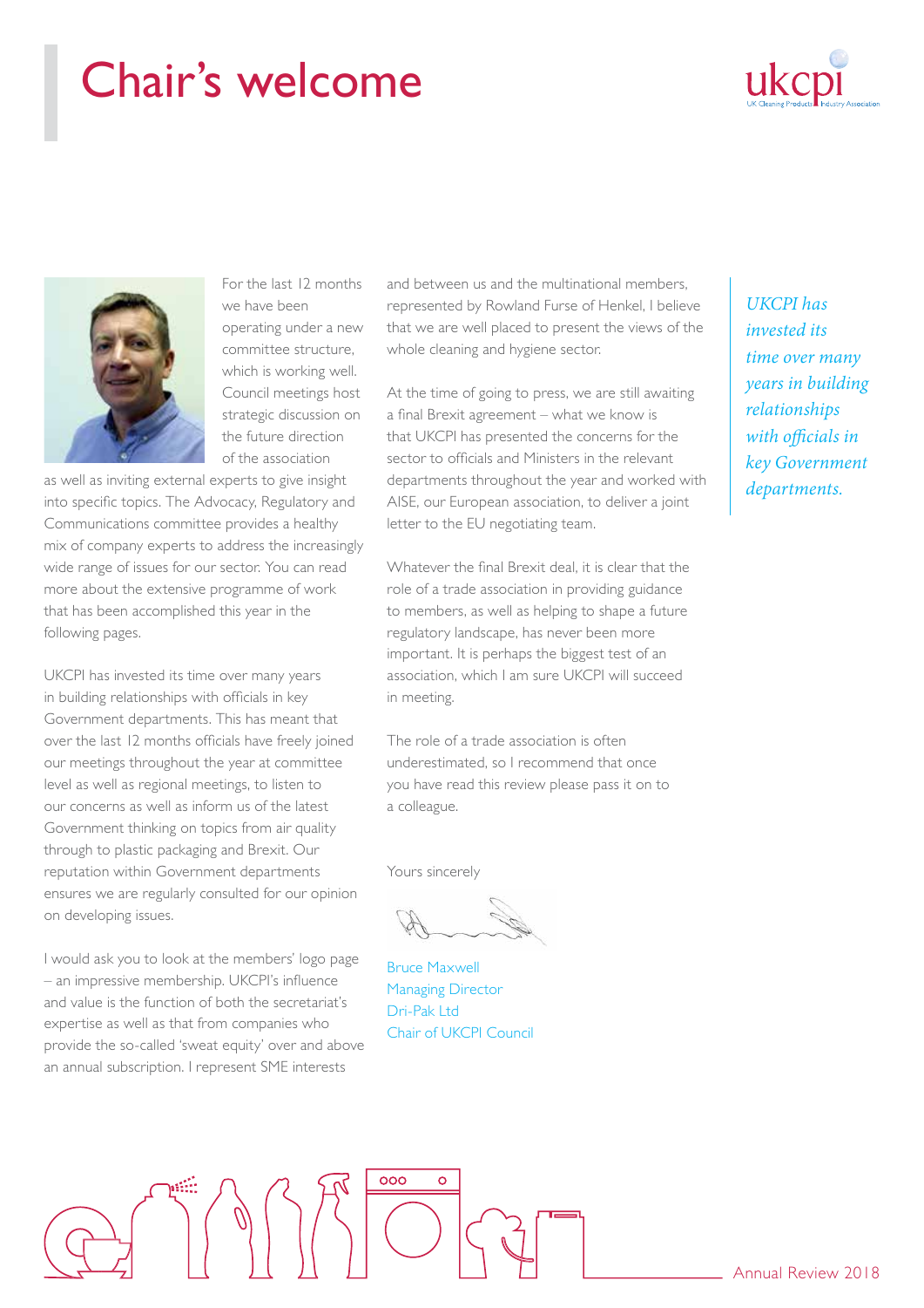# Chair's welcome

For the last 12 months we have been operating under a new committee structure, which is working well. Council meetings host strategic discussion on the future direction of the association as well as inviting external experts to give insight into specific topics. The Advocacy, Regulatory and Communications committee provides a healthy mix of company experts to address the increasingly wide range of issues for our sector. You can read more about the extensive programme of work that has been accomplished this year in the following pages.

UKCPI has invested its time over many years in building relationships with officials in key Government departments. This has meant that over the last 12 months officials have freely joined our meetings throughout the year at committee level as well as regional meetings, to listen to our concerns as well as inform us of the latest Government thinking on topics from air quality through to plastic packaging and Brexit. Our reputation within Government departments ensures we are regularly consulted for our opinion on developing issues.

I would ask you to look at the members' logo page – an impressive membership. UKCPI's influence and value is the function of both the secretariat's expertise as well as that from companies who provide the so-called 'sweat equity' over and above an annual subscription. I represent SME interests and between us and the multinational members, represented by Rowland Furse of Henkel, I believe that we are well placed to present the views of the whole cleaning and hygiene sector.

At the time of going to press, we are still awaiting a final Brexit agreement – what we know is that UKCPI has presented the concerns for the sector to officials and Ministers in the relevant departments throughout the year and worked with AISE, our European association, to deliver a joint letter to the EU negotiating team.

Whatever the final Brexit deal, it is clear that the role of a trade association in providing guidance to members, as well as helping to shape a future regulatory landscape, has never been more important. It is perhaps the biggest test of an association, which I am sure UKCPI will succeed in meeting.

The role of a trade association is often underestimated, so I recommend that once you have read this review please pass it on to a colleague.

*UKCPI has invested its time over many years in building relationships with officials in key Government departments.*

Yours sincerely

Bruce Maxwell
Managing Director
Dri-Pak Ltd
Chair of UKCPI Council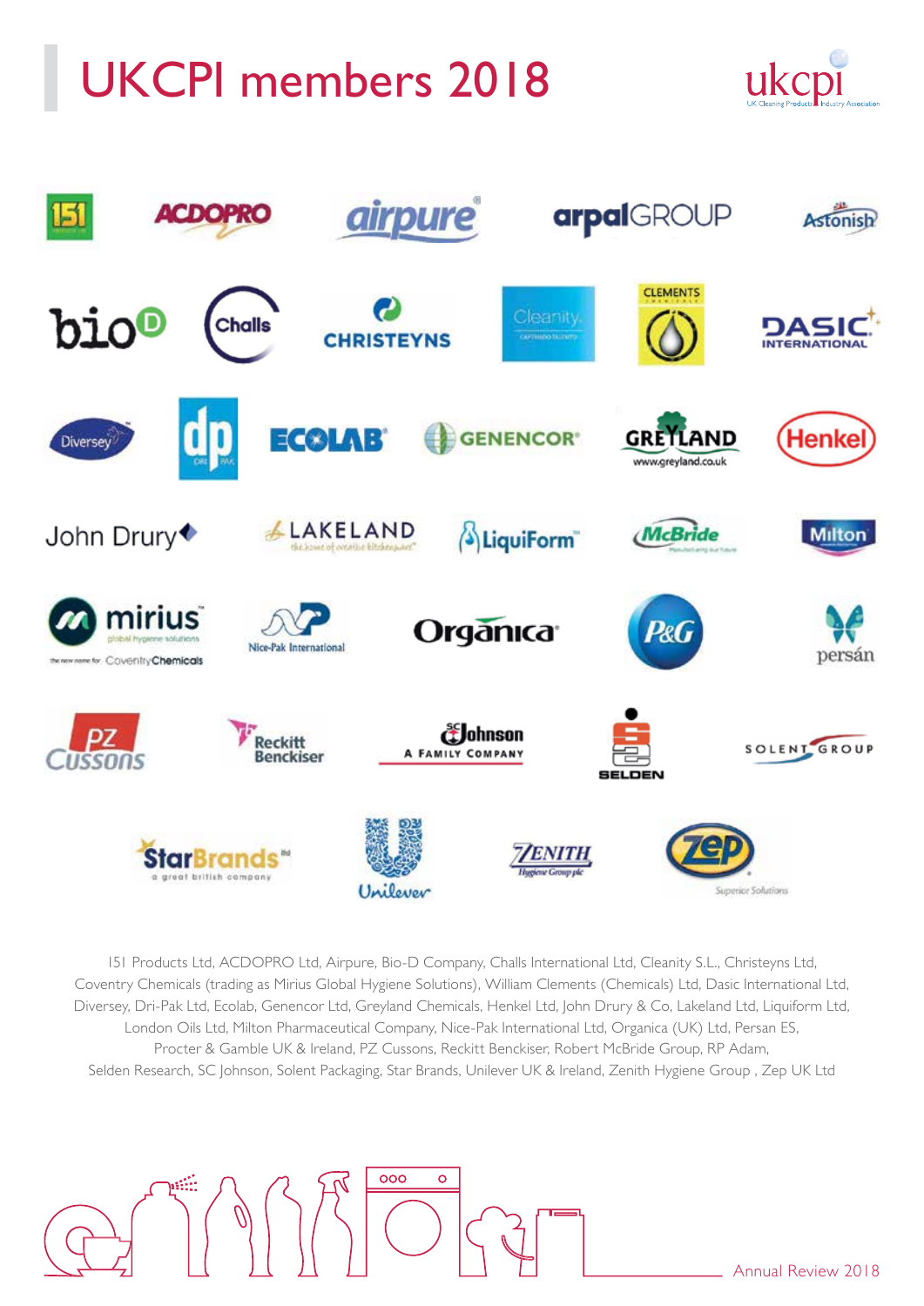# UKCPI members 2018

151 Products Ltd, ACDOPRO Ltd, Airpure, Bio-D Company, Challs International Ltd, Cleanity S.L., Christeyns Ltd, Coventry Chemicals (trading as Mirius Global Hygiene Solutions), William Clements (Chemicals) Ltd, Dasic International Ltd, Diversey, Dri-Pak Ltd, Ecolab, Genencor Ltd, Greyland Chemicals, Henkel Ltd, John Drury & Co, Lakeland Ltd, Liquiform Ltd, London Oils Ltd, Milton Pharmaceutical Company, Nice-Pak International Ltd, Organica (UK) Ltd, Persan ES, Procter & Gamble UK & Ireland, PZ Cussons, Reckitt Benckiser, Robert McBride Group, RP Adam, Selden Research, SC Johnson, Solent Packaging, Star Brands, Unilever UK & Ireland, Zenith Hygiene Group , Zep UK Ltd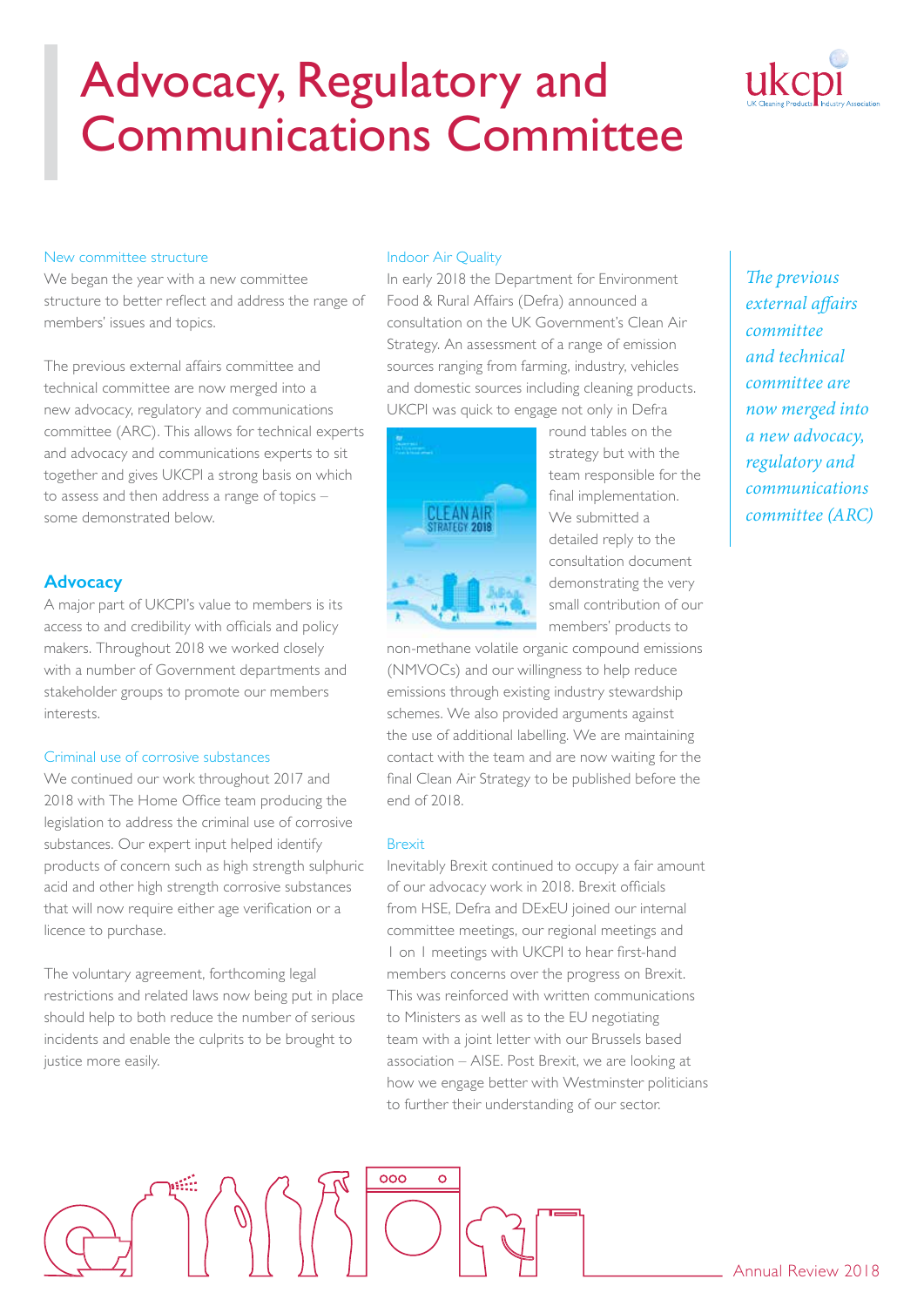# Advocacy, Regulatory and Communications Committee

### New committee structure

We began the year with a new committee structure to better reflect and address the range of members' issues and topics.

The previous external affairs committee and technical committee are now merged into a new advocacy, regulatory and communications committee (ARC). This allows for technical experts and advocacy and communications experts to sit together and gives UKCPI a strong basis on which to assess and then address a range of topics – some demonstrated below.

## Advocacy

A major part of UKCPI's value to members is its access to and credibility with officials and policy makers. Throughout 2018 we worked closely with a number of Government departments and stakeholder groups to promote our members interests.

### Criminal use of corrosive substances

We continued our work throughout 2017 and 2018 with The Home Office team producing the legislation to address the criminal use of corrosive substances. Our expert input helped identify products of concern such as high strength sulphuric acid and other high strength corrosive substances that will now require either age verification or a licence to purchase.

The voluntary agreement, forthcoming legal restrictions and related laws now being put in place should help to both reduce the number of serious incidents and enable the culprits to be brought to justice more easily.

### Indoor Air Quality

In early 2018 the Department for Environment Food & Rural Affairs (Defra) announced a consultation on the UK Government's Clean Air Strategy. An assessment of a range of emission sources ranging from farming, industry, vehicles and domestic sources including cleaning products. UKCPI was quick to engage not only in Defra round tables on the strategy but with the team responsible for the final implementation. We submitted a detailed reply to the consultation document demonstrating the very small contribution of our members' products to non-methane volatile organic compound emissions (NMVOCs) and our willingness to help reduce emissions through existing industry stewardship schemes. We also provided arguments against the use of additional labelling. We are maintaining contact with the team and are now waiting for the final Clean Air Strategy to be published before the end of 2018.

### Brexit

Inevitably Brexit continued to occupy a fair amount of our advocacy work in 2018. Brexit officials from HSE, Defra and DExEU joined our internal committee meetings, our regional meetings and 1 on 1 meetings with UKCPI to hear first-hand members concerns over the progress on Brexit. This was reinforced with written communications to Ministers as well as to the EU negotiating team with a joint letter with our Brussels based association – AISE. Post Brexit, we are looking at how we engage better with Westminster politicians to further their understanding of our sector.

*The previous external affairs committee and technical committee are now merged into a new advocacy, regulatory and communications committee (ARC)*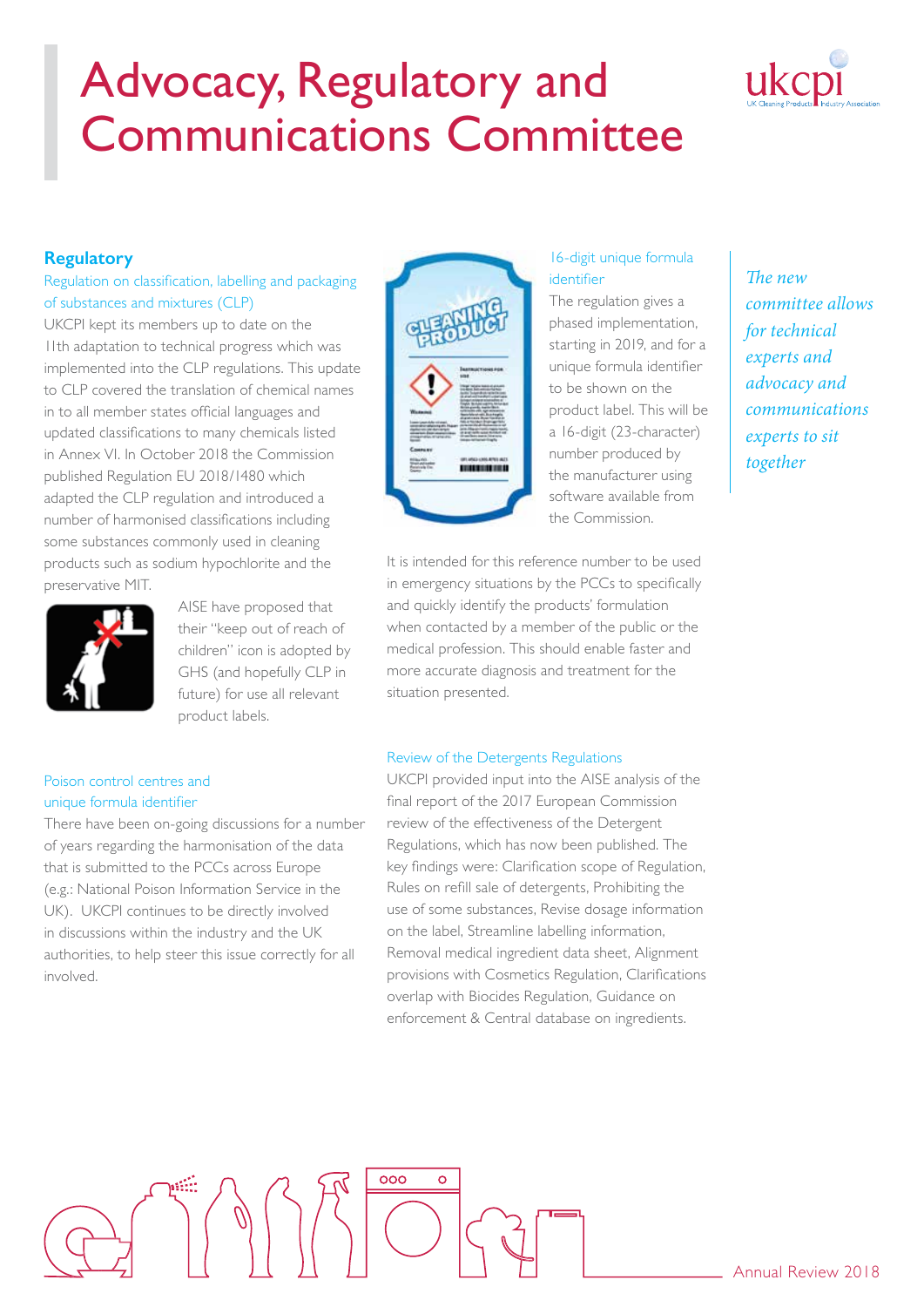# Advocacy, Regulatory and Communications Committee

## Regulatory

### Regulation on classification, labelling and packaging of substances and mixtures (CLP)

UKCPI kept its members up to date on the 11th adaptation to technical progress which was implemented into the CLP regulations. This update to CLP covered the translation of chemical names in to all member states official languages and updated classifications to many chemicals listed in Annex VI. In October 2018 the Commission published Regulation EU 2018/1480 which adapted the CLP regulation and introduced a number of harmonised classifications including some substances commonly used in cleaning products such as sodium hypochlorite and the preservative MIT.

AISE have proposed that their "keep out of reach of children" icon is adopted by GHS (and hopefully CLP in future) for use all relevant product labels.

### Poison control centres and unique formula identifier

There have been on-going discussions for a number of years regarding the harmonisation of the data that is submitted to the PCCs across Europe (e.g.: National Poison Information Service in the UK). UKCPI continues to be directly involved in discussions within the industry and the UK authorities, to help steer this issue correctly for all involved.

### 16-digit unique formula identifier

The regulation gives a phased implementation, starting in 2019, and for a unique formula identifier to be shown on the product label. This will be a 16-digit (23-character) number produced by the manufacturer using software available from the Commission.

It is intended for this reference number to be used in emergency situations by the PCCs to specifically and quickly identify the products' formulation when contacted by a member of the public or the medical profession. This should enable faster and more accurate diagnosis and treatment for the situation presented.

### Review of the Detergents Regulations

UKCPI provided input into the AISE analysis of the final report of the 2017 European Commission review of the effectiveness of the Detergent Regulations, which has now been published. The key findings were: Clarification scope of Regulation, Rules on refill sale of detergents, Prohibiting the use of some substances, Revise dosage information on the label, Streamline labelling information, Removal medical ingredient data sheet, Alignment provisions with Cosmetics Regulation, Clarifications overlap with Biocides Regulation, Guidance on enforcement & Central database on ingredients.

*The new committee allows for technical experts and advocacy and communications experts to sit together*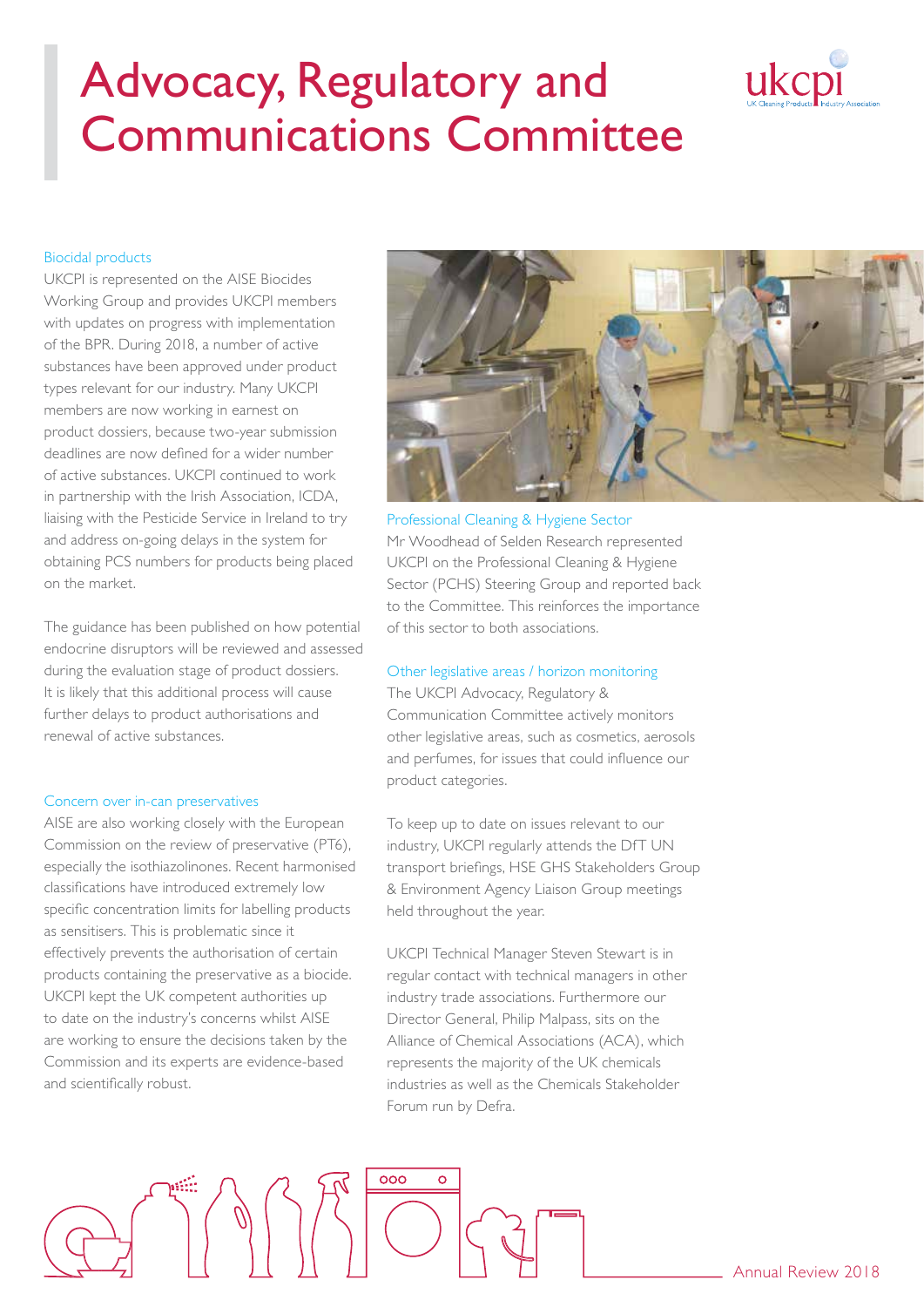# Advocacy, Regulatory and Communications Committee

### Biocidal products

UKCPI is represented on the AISE Biocides Working Group and provides UKCPI members with updates on progress with implementation of the BPR. During 2018, a number of active substances have been approved under product types relevant for our industry. Many UKCPI members are now working in earnest on product dossiers, because two-year submission deadlines are now defined for a wider number of active substances. UKCPI continued to work in partnership with the Irish Association, ICDA, liaising with the Pesticide Service in Ireland to try and address on-going delays in the system for obtaining PCS numbers for products being placed on the market.

The guidance has been published on how potential endocrine disruptors will be reviewed and assessed during the evaluation stage of product dossiers. It is likely that this additional process will cause further delays to product authorisations and renewal of active substances.

### Concern over in-can preservatives

AISE are also working closely with the European Commission on the review of preservative (PT6), especially the isothiazolinones. Recent harmonised classifications have introduced extremely low specific concentration limits for labelling products as sensitisers. This is problematic since it effectively prevents the authorisation of certain products containing the preservative as a biocide. UKCPI kept the UK competent authorities up to date on the industry's concerns whilst AISE are working to ensure the decisions taken by the Commission and its experts are evidence-based and scientifically robust.

### Professional Cleaning & Hygiene Sector

Mr Woodhead of Selden Research represented UKCPI on the Professional Cleaning & Hygiene Sector (PCHS) Steering Group and reported back to the Committee. This reinforces the importance of this sector to both associations.

### Other legislative areas / horizon monitoring

The UKCPI Advocacy, Regulatory & Communication Committee actively monitors other legislative areas, such as cosmetics, aerosols and perfumes, for issues that could influence our product categories.

To keep up to date on issues relevant to our industry, UKCPI regularly attends the DfT UN transport briefings, HSE GHS Stakeholders Group & Environment Agency Liaison Group meetings held throughout the year.

UKCPI Technical Manager Steven Stewart is in regular contact with technical managers in other industry trade associations. Furthermore our Director General, Philip Malpass, sits on the Alliance of Chemical Associations (ACA), which represents the majority of the UK chemicals industries as well as the Chemicals Stakeholder Forum run by Defra.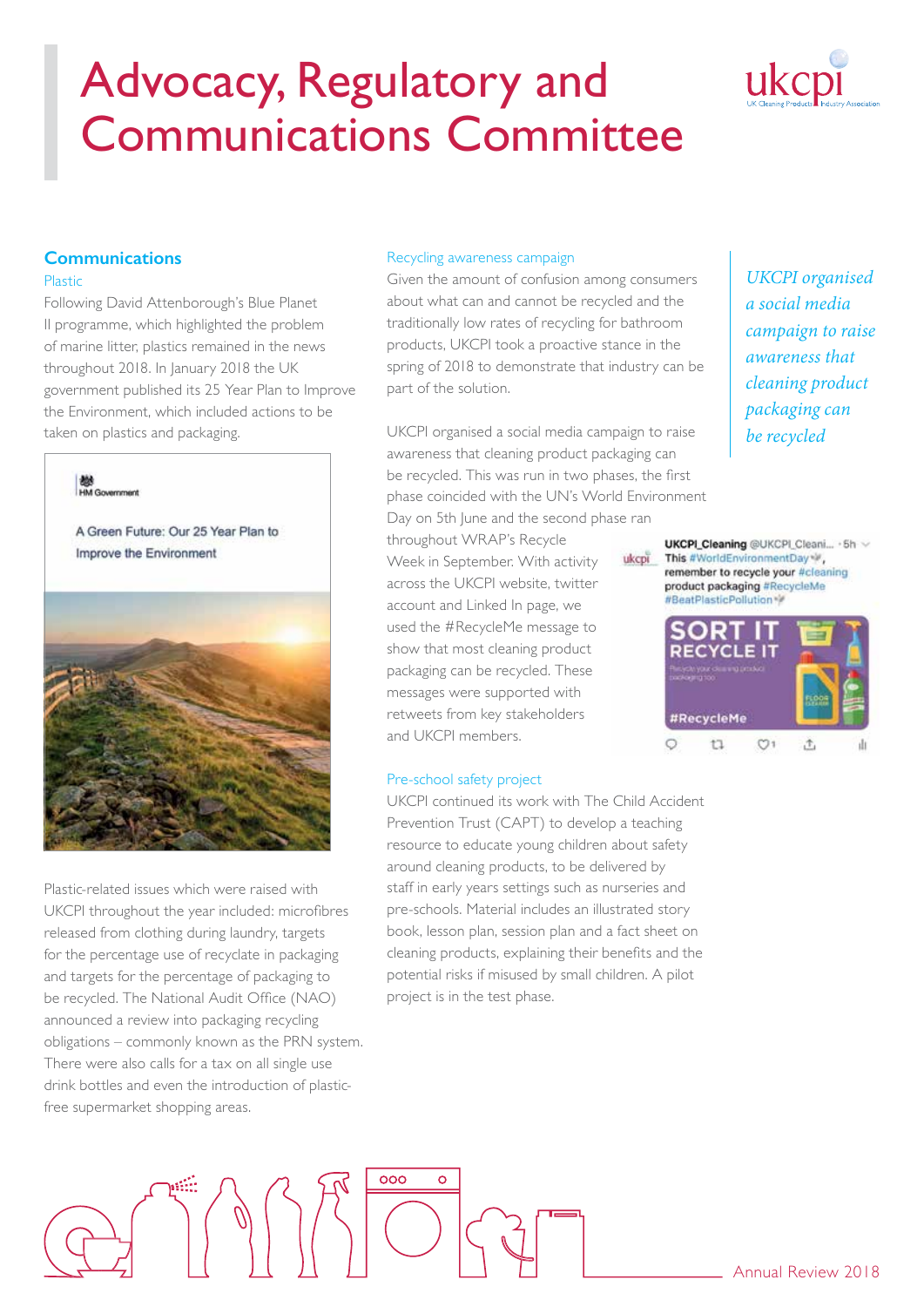# Advocacy, Regulatory and Communications Committee

## Communications

### Plastic

Following David Attenborough's Blue Planet II programme, which highlighted the problem of marine litter, plastics remained in the news throughout 2018. In January 2018 the UK government published its 25 Year Plan to Improve the Environment, which included actions to be taken on plastics and packaging.

Plastic-related issues which were raised with UKCPI throughout the year included: microfibres released from clothing during laundry, targets for the percentage use of recyclate in packaging and targets for the percentage of packaging to be recycled. The National Audit Office (NAO) announced a review into packaging recycling obligations – commonly known as the PRN system. There were also calls for a tax on all single use drink bottles and even the introduction of plastic-free supermarket shopping areas.

### Recycling awareness campaign

Given the amount of confusion among consumers about what can and cannot be recycled and the traditionally low rates of recycling for bathroom products, UKCPI took a proactive stance in the spring of 2018 to demonstrate that industry can be part of the solution.

UKCPI organised a social media campaign to raise awareness that cleaning product packaging can be recycled. This was run in two phases, the first phase coincided with the UN's World Environment Day on 5th June and the second phase ran throughout WRAP's Recycle Week in September. With activity across the UKCPI website, twitter account and Linked In page, we used the #RecycleMe message to show that most cleaning product packaging can be recycled. These messages were supported with retweets from key stakeholders and UKCPI members.

*UKCPI organised a social media campaign to raise awareness that cleaning product packaging can be recycled*

### Pre-school safety project

UKCPI continued its work with The Child Accident Prevention Trust (CAPT) to develop a teaching resource to educate young children about safety around cleaning products, to be delivered by staff in early years settings such as nurseries and pre-schools. Material includes an illustrated story book, lesson plan, session plan and a fact sheet on cleaning products, explaining their benefits and the potential risks if misused by small children. A pilot project is in the test phase.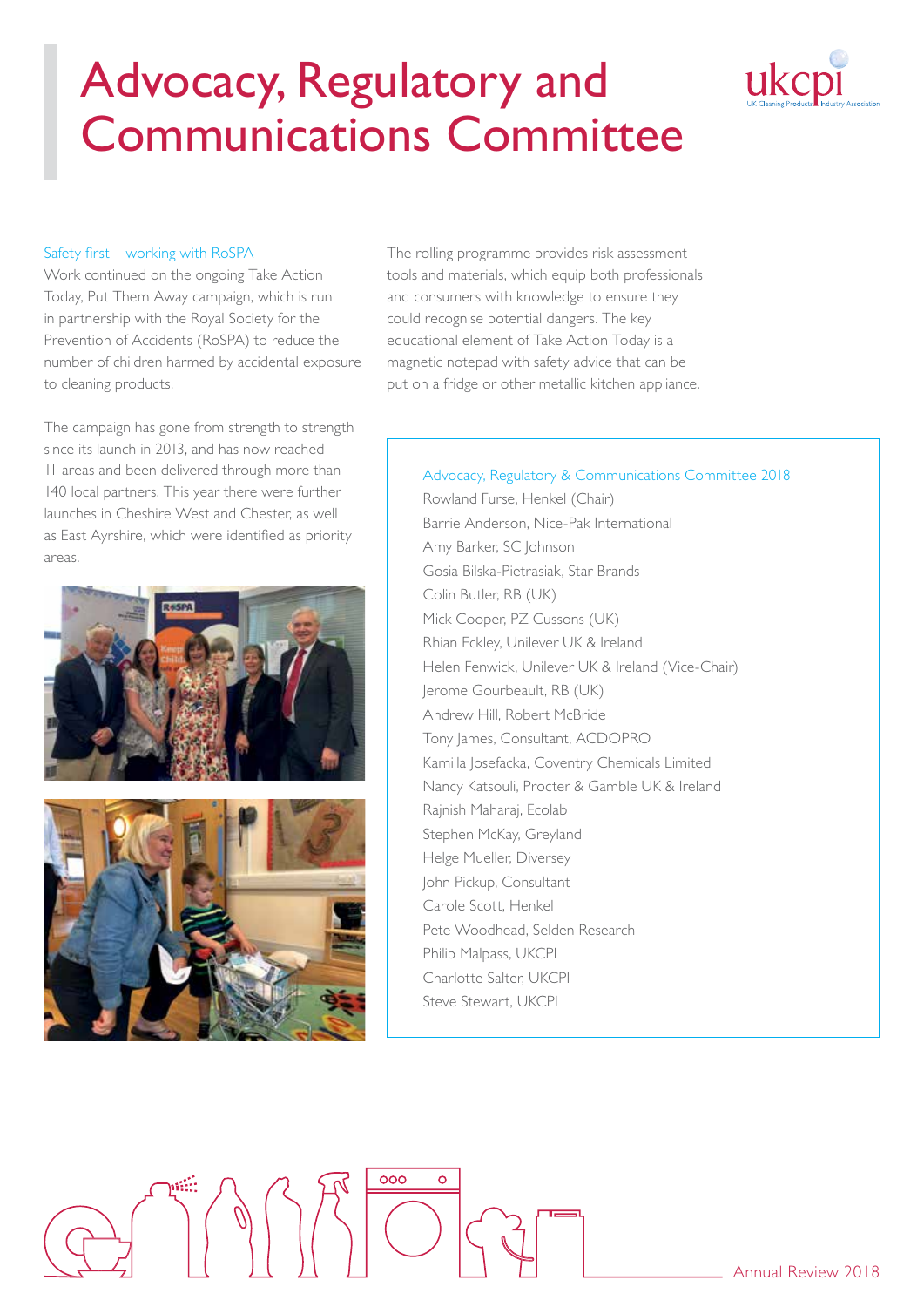# Advocacy, Regulatory and Communications Committee

### Safety first – working with RoSPA

Work continued on the ongoing Take Action Today, Put Them Away campaign, which is run in partnership with the Royal Society for the Prevention of Accidents (RoSPA) to reduce the number of children harmed by accidental exposure to cleaning products.

The campaign has gone from strength to strength since its launch in 2013, and has now reached 11 areas and been delivered through more than 140 local partners. This year there were further launches in Cheshire West and Chester, as well as East Ayrshire, which were identified as priority areas.

The rolling programme provides risk assessment tools and materials, which equip both professionals and consumers with knowledge to ensure they could recognise potential dangers. The key educational element of Take Action Today is a magnetic notepad with safety advice that can be put on a fridge or other metallic kitchen appliance.

### Advocacy, Regulatory & Communications Committee 2018

- Rowland Furse, Henkel (Chair)
- Barrie Anderson, Nice-Pak International
- Amy Barker, SC Johnson
- Gosia Bilska-Pietrasiak, Star Brands
- Colin Butler, RB (UK)
- Mick Cooper, PZ Cussons (UK)
- Rhian Eckley, Unilever UK & Ireland
- Helen Fenwick, Unilever UK & Ireland (Vice-Chair)
- Jerome Gourbeault, RB (UK)
- Andrew Hill, Robert McBride
- Tony James, Consultant, ACDOPRO
- Kamilla Josefacka, Coventry Chemicals Limited
- Nancy Katsouli, Procter & Gamble UK & Ireland
- Rajnish Maharaj, Ecolab
- Stephen McKay, Greyland
- Helge Mueller, Diversey
- John Pickup, Consultant
- Carole Scott, Henkel
- Pete Woodhead, Selden Research
- Philip Malpass, UKCPI
- Charlotte Salter, UKCPI
- Steve Stewart, UKCPI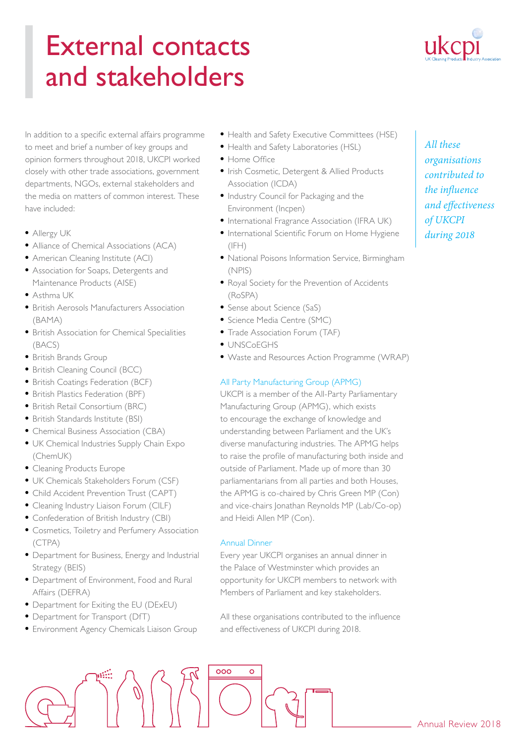# External contacts and stakeholders

In addition to a specific external affairs programme to meet and brief a number of key groups and opinion formers throughout 2018, UKCPI worked closely with other trade associations, government departments, NGOs, external stakeholders and the media on matters of common interest. These have included:

- Allergy UK
- Alliance of Chemical Associations (ACA)
- American Cleaning Institute (ACI)
- Association for Soaps, Detergents and Maintenance Products (AISE)
- Asthma UK
- British Aerosols Manufacturers Association (BAMA)
- British Association for Chemical Specialities (BACS)
- British Brands Group
- British Cleaning Council (BCC)
- British Coatings Federation (BCF)
- British Plastics Federation (BPF)
- British Retail Consortium (BRC)
- British Standards Institute (BSI)
- Chemical Business Association (CBA)
- UK Chemical Industries Supply Chain Expo (ChemUK)
- Cleaning Products Europe
- UK Chemicals Stakeholders Forum (CSF)
- Child Accident Prevention Trust (CAPT)
- Cleaning Industry Liaison Forum (CILF)
- Confederation of British Industry (CBI)
- Cosmetics, Toiletry and Perfumery Association (CTPA)
- Department for Business, Energy and Industrial Strategy (BEIS)
- Department of Environment, Food and Rural Affairs (DEFRA)
- Department for Exiting the EU (DExEU)
- Department for Transport (DfT)
- Environment Agency Chemicals Liaison Group
- Health and Safety Executive Committees (HSE)
- Health and Safety Laboratories (HSL)
- Home Office
- Irish Cosmetic, Detergent & Allied Products Association (ICDA)
- Industry Council for Packaging and the Environment (Incpen)
- International Fragrance Association (IFRA UK)
- International Scientific Forum on Home Hygiene (IFH)
- National Poisons Information Service, Birmingham (NPIS)
- Royal Society for the Prevention of Accidents (RoSPA)
- Sense about Science (SaS)
- Science Media Centre (SMC)
- Trade Association Forum (TAF)
- UNSCoEGHS
- Waste and Resources Action Programme (WRAP)

## All Party Manufacturing Group (APMG)

UKCPI is a member of the All-Party Parliamentary Manufacturing Group (APMG), which exists to encourage the exchange of knowledge and understanding between Parliament and the UK's diverse manufacturing industries. The APMG helps to raise the profile of manufacturing both inside and outside of Parliament. Made up of more than 30 parliamentarians from all parties and both Houses, the APMG is co-chaired by Chris Green MP (Con) and vice-chairs Jonathan Reynolds MP (Lab/Co-op) and Heidi Allen MP (Con).

## Annual Dinner

Every year UKCPI organises an annual dinner in the Palace of Westminster which provides an opportunity for UKCPI members to network with Members of Parliament and key stakeholders.

All these organisations contributed to the influence and effectiveness of UKCPI during 2018.

*All these organisations contributed to the influence and effectiveness of UKCPI during 2018*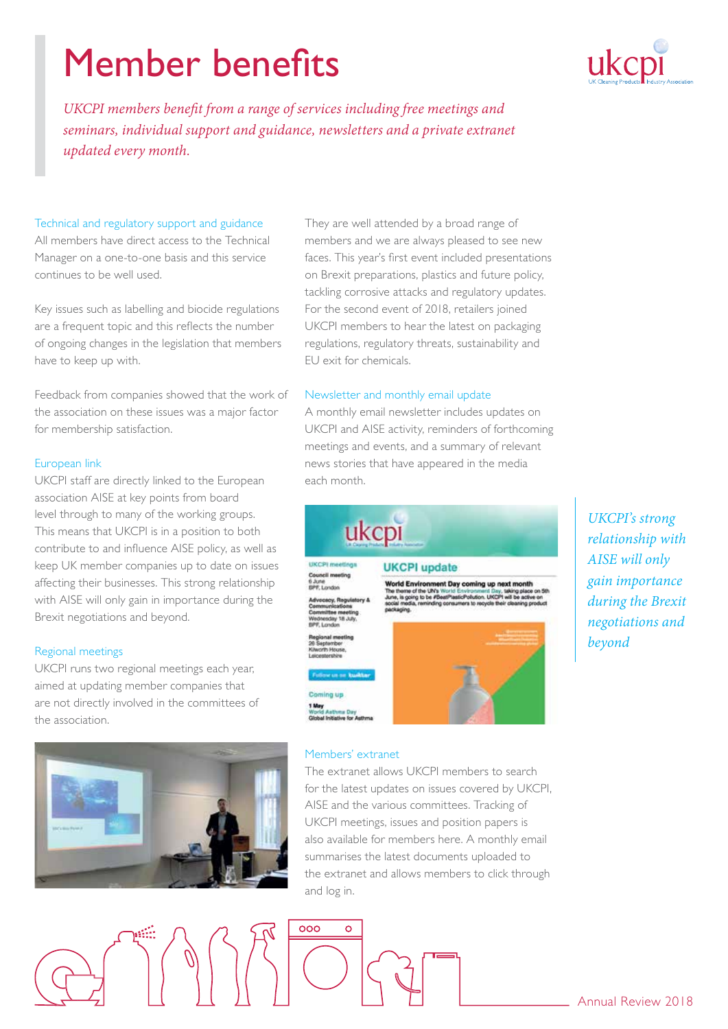# Member benefits

*UKCPI members benefit from a range of services including free meetings and seminars, individual support and guidance, newsletters and a private extranet updated every month.*

### Technical and regulatory support and guidance

All members have direct access to the Technical Manager on a one-to-one basis and this service continues to be well used.

Key issues such as labelling and biocide regulations are a frequent topic and this reflects the number of ongoing changes in the legislation that members have to keep up with.

Feedback from companies showed that the work of the association on these issues was a major factor for membership satisfaction.

### European link

UKCPI staff are directly linked to the European association AISE at key points from board level through to many of the working groups. This means that UKCPI is in a position to both contribute to and influence AISE policy, as well as keep UK member companies up to date on issues affecting their businesses. This strong relationship with AISE will only gain in importance during the Brexit negotiations and beyond.

### Regional meetings

UKCPI runs two regional meetings each year, aimed at updating member companies that are not directly involved in the committees of the association.

They are well attended by a broad range of members and we are always pleased to see new faces. This year's first event included presentations on Brexit preparations, plastics and future policy, tackling corrosive attacks and regulatory updates. For the second event of 2018, retailers joined UKCPI members to hear the latest on packaging regulations, regulatory threats, sustainability and EU exit for chemicals.

### Newsletter and monthly email update

A monthly email newsletter includes updates on UKCPI and AISE activity, reminders of forthcoming meetings and events, and a summary of relevant news stories that have appeared in the media each month.

*UKCPI's strong relationship with AISE will only gain importance during the Brexit negotiations and beyond*

### Members' extranet

The extranet allows UKCPI members to search for the latest updates on issues covered by UKCPI, AISE and the various committees. Tracking of UKCPI meetings, issues and position papers is also available for members here. A monthly email summarises the latest documents uploaded to the extranet and allows members to click through and log in.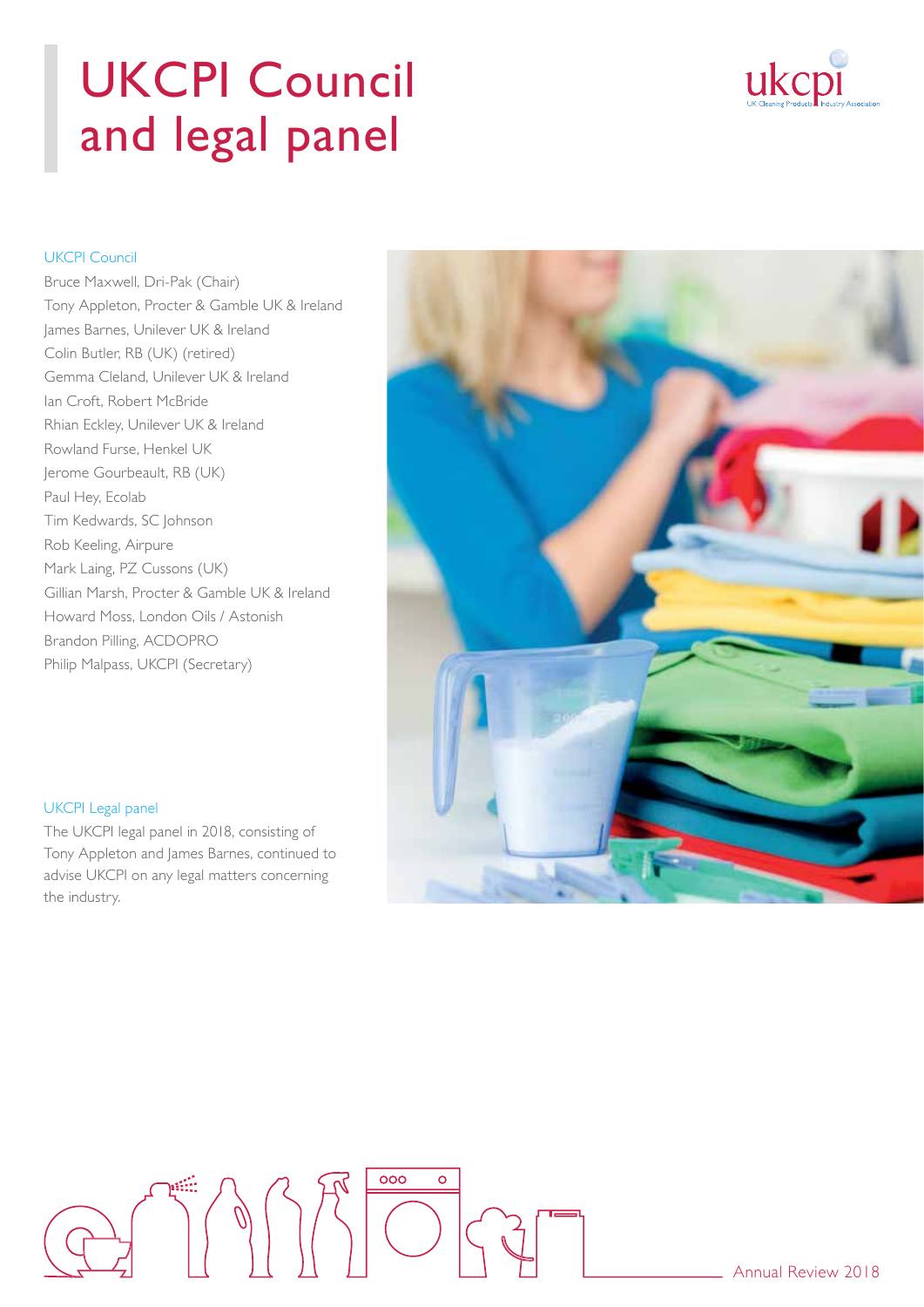# UKCPI Council and legal panel

## UKCPI Council

Bruce Maxwell, Dri-Pak (Chair)
Tony Appleton, Procter & Gamble UK & Ireland
James Barnes, Unilever UK & Ireland
Colin Butler, RB (UK) (retired)
Gemma Cleland, Unilever UK & Ireland
Ian Croft, Robert McBride
Rhian Eckley, Unilever UK & Ireland
Rowland Furse, Henkel UK
Jerome Gourbeault, RB (UK)
Paul Hey, Ecolab
Tim Kedwards, SC Johnson
Rob Keeling, Airpure
Mark Laing, PZ Cussons (UK)
Gillian Marsh, Procter & Gamble UK & Ireland
Howard Moss, London Oils / Astonish
Brandon Pilling, ACDOPRO
Philip Malpass, UKCPI (Secretary)

## UKCPI Legal panel

The UKCPI legal panel in 2018, consisting of Tony Appleton and James Barnes, continued to advise UKCPI on any legal matters concerning the industry.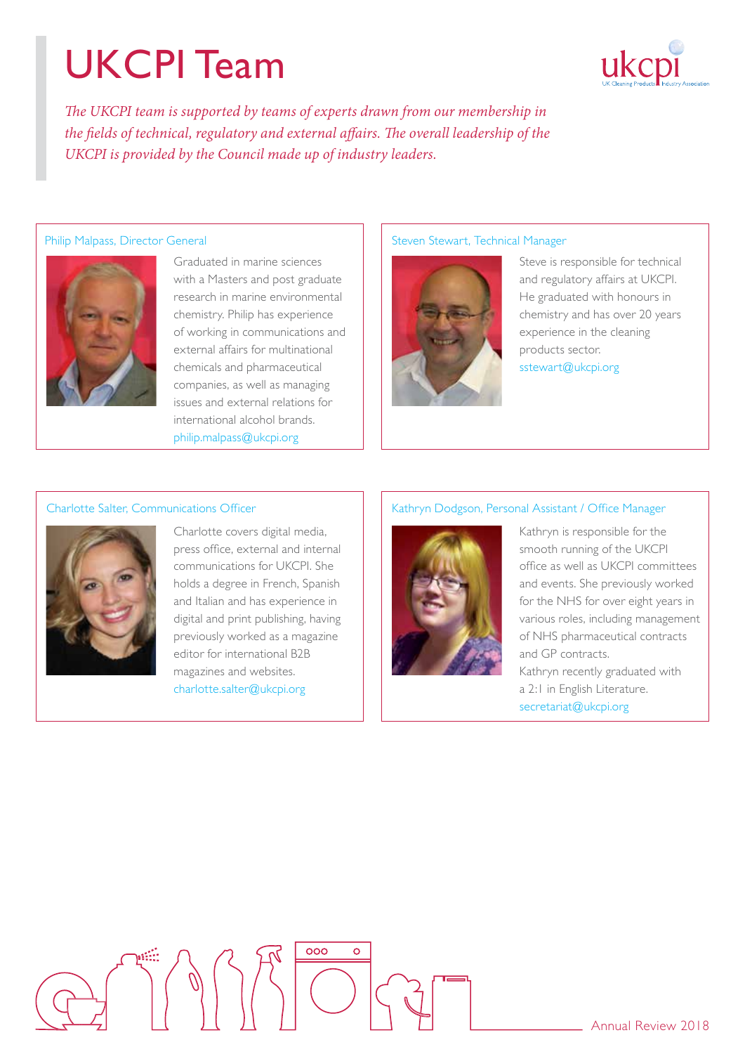# UKCPI Team

*The UKCPI team is supported by teams of experts drawn from our membership in the fields of technical, regulatory and external affairs. The overall leadership of the UKCPI is provided by the Council made up of industry leaders.*

### Philip Malpass, Director General

Graduated in marine sciences with a Masters and post graduate research in marine environmental chemistry. Philip has experience of working in communications and external affairs for multinational chemicals and pharmaceutical companies, as well as managing issues and external relations for international alcohol brands.

philip.malpass@ukcpi.org

### Steven Stewart, Technical Manager

Steve is responsible for technical and regulatory affairs at UKCPI. He graduated with honours in chemistry and has over 20 years experience in the cleaning products sector.

sstewart@ukcpi.org

### Charlotte Salter, Communications Officer

Charlotte covers digital media, press office, external and internal communications for UKCPI. She holds a degree in French, Spanish and Italian and has experience in digital and print publishing, having previously worked as a magazine editor for international B2B magazines and websites.

charlotte.salter@ukcpi.org

### Kathryn Dodgson, Personal Assistant / Office Manager

Kathryn is responsible for the smooth running of the UKCPI office as well as UKCPI committees and events. She previously worked for the NHS for over eight years in various roles, including management of NHS pharmaceutical contracts and GP contracts.

Kathryn recently graduated with a 2:1 in English Literature.

secretariat@ukcpi.org

Annual Review 2018